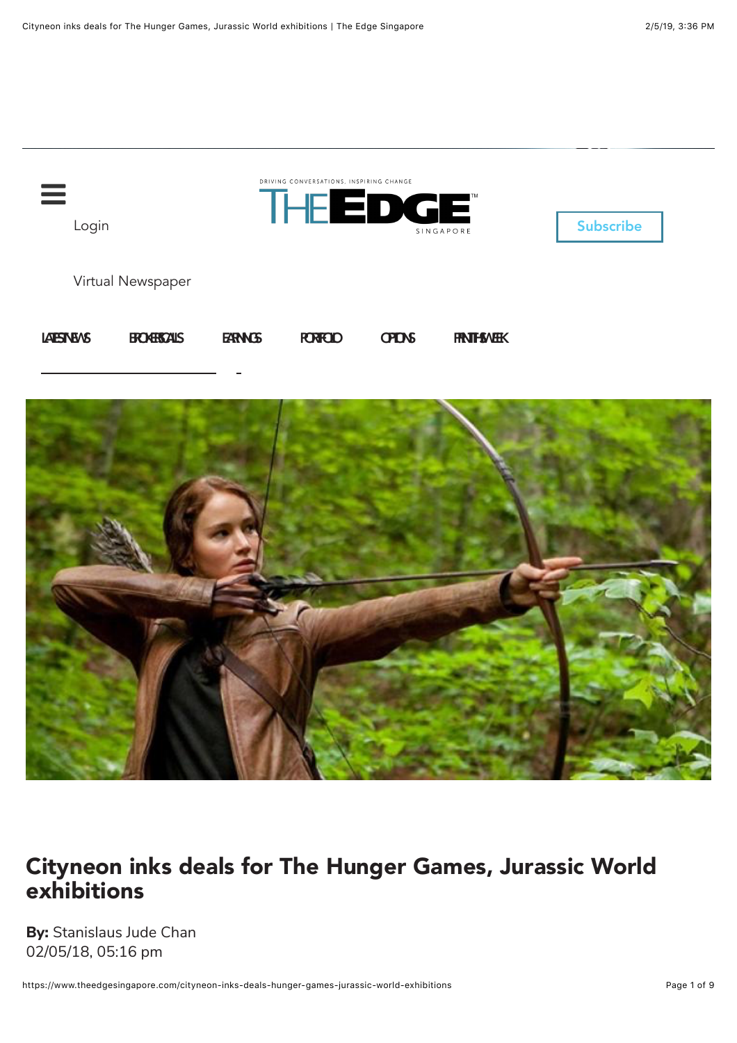Login

Virtual Newspaper

Subscribe

# Cityneon inks deals for The Hunger Games, Jurassic World exhibitions

**By:** Stanislaus Jude Chan
02/05/18, 05:16 pm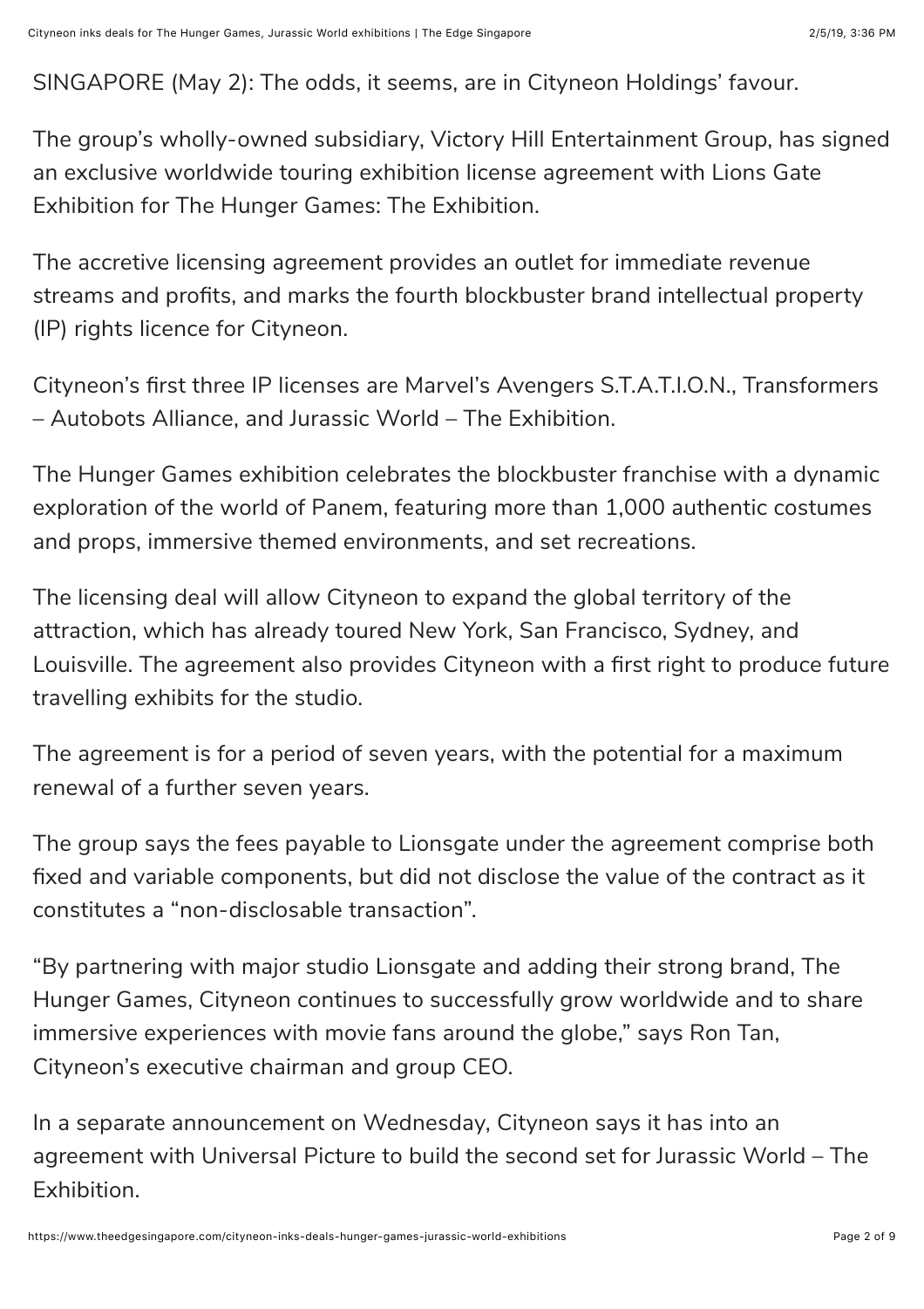SINGAPORE (May 2): The odds, it seems, are in Cityneon Holdings' favour.

The group's wholly-owned subsidiary, Victory Hill Entertainment Group, has signed an exclusive worldwide touring exhibition license agreement with Lions Gate Exhibition for The Hunger Games: The Exhibition.

The accretive licensing agreement provides an outlet for immediate revenue streams and profits, and marks the fourth blockbuster brand intellectual property (IP) rights licence for Cityneon.

Cityneon's first three IP licenses are Marvel's Avengers S.T.A.T.I.O.N., Transformers – Autobots Alliance, and Jurassic World – The Exhibition.

The Hunger Games exhibition celebrates the blockbuster franchise with a dynamic exploration of the world of Panem, featuring more than 1,000 authentic costumes and props, immersive themed environments, and set recreations.

The licensing deal will allow Cityneon to expand the global territory of the attraction, which has already toured New York, San Francisco, Sydney, and Louisville. The agreement also provides Cityneon with a first right to produce future travelling exhibits for the studio.

The agreement is for a period of seven years, with the potential for a maximum renewal of a further seven years.

The group says the fees payable to Lionsgate under the agreement comprise both fixed and variable components, but did not disclose the value of the contract as it constitutes a "non-disclosable transaction".

"By partnering with major studio Lionsgate and adding their strong brand, The Hunger Games, Cityneon continues to successfully grow worldwide and to share immersive experiences with movie fans around the globe," says Ron Tan, Cityneon's executive chairman and group CEO.

In a separate announcement on Wednesday, Cityneon says it has into an agreement with Universal Picture to build the second set for Jurassic World – The Exhibition.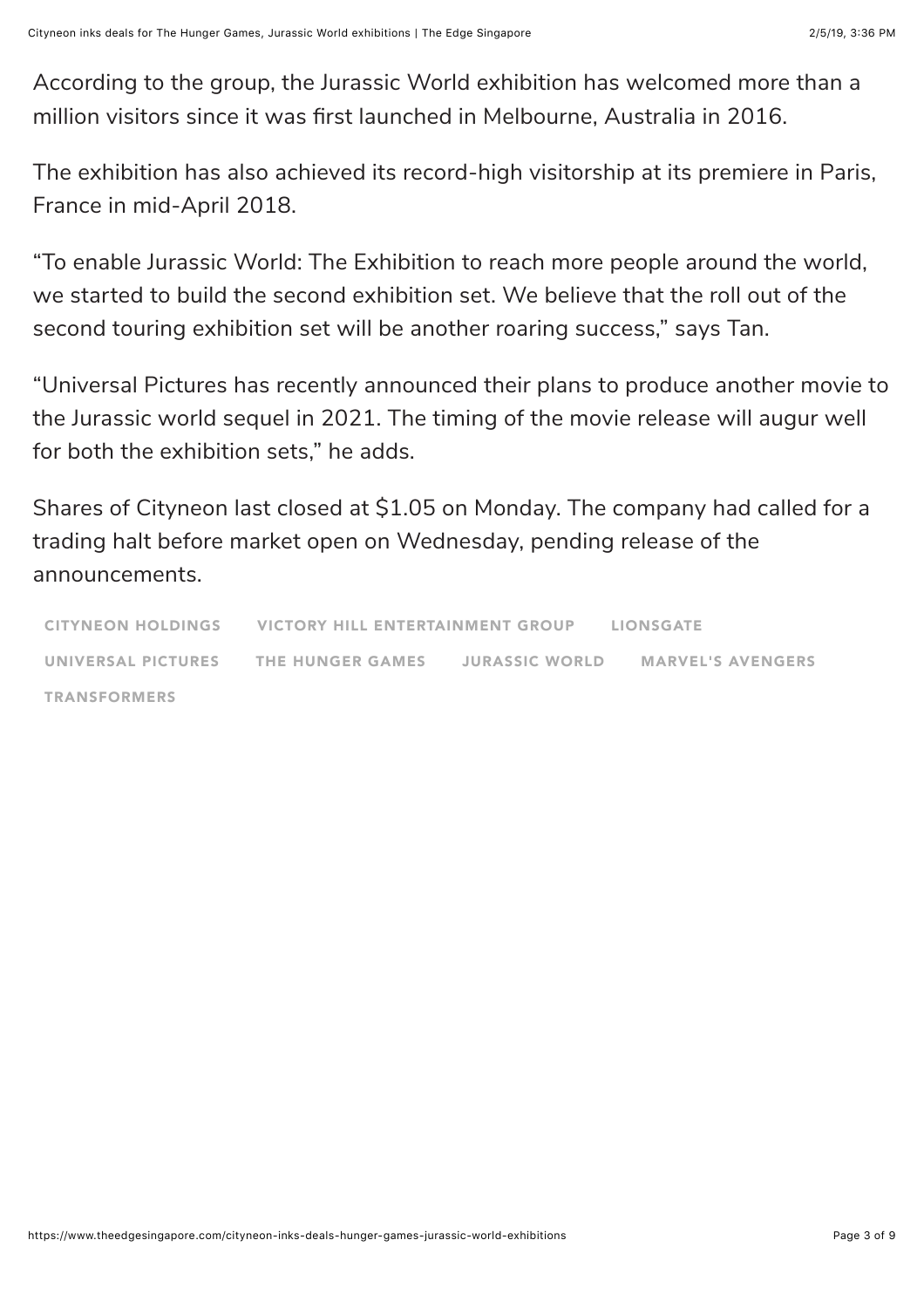According to the group, the Jurassic World exhibition has welcomed more than a million visitors since it was first launched in Melbourne, Australia in 2016.

The exhibition has also achieved its record-high visitorship at its premiere in Paris, France in mid-April 2018.

"To enable Jurassic World: The Exhibition to reach more people around the world, we started to build the second exhibition set. We believe that the roll out of the second touring exhibition set will be another roaring success," says Tan.

"Universal Pictures has recently announced their plans to produce another movie to the Jurassic world sequel in 2021. The timing of the movie release will augur well for both the exhibition sets," he adds.

Shares of Cityneon last closed at $1.05 on Monday. The company had called for a trading halt before market open on Wednesday, pending release of the announcements.

CITYNEON HOLDINGS   VICTORY HILL ENTERTAINMENT GROUP   LIONSGATE   UNIVERSAL PICTURES   THE HUNGER GAMES   JURASSIC WORLD   MARVEL'S AVENGERS   TRANSFORMERS